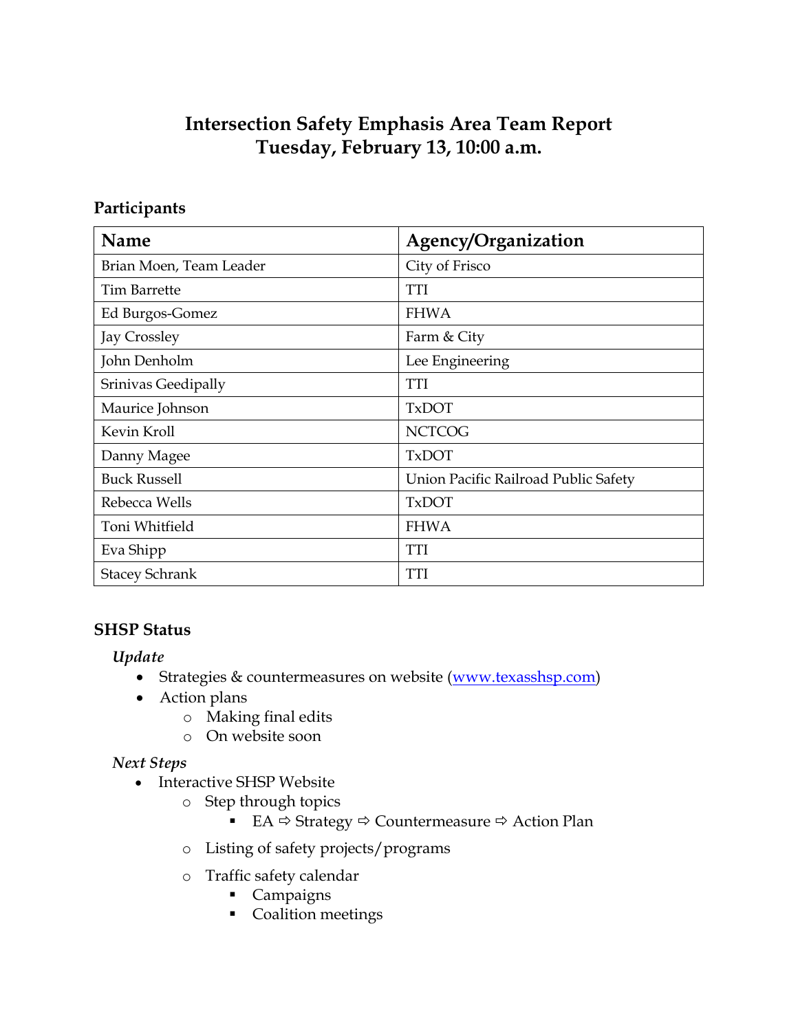# Intersection Safety Emphasis Area Team Report
# Tuesday, February 13, 10:00 a.m.

## Participants

| Name | Agency/Organization |
| --- | --- |
| Brian Moen, Team Leader | City of Frisco |
| Tim Barrette | TTI |
| Ed Burgos-Gomez | FHWA |
| Jay Crossley | Farm & City |
| John Denholm | Lee Engineering |
| Srinivas Geedipally | TTI |
| Maurice Johnson | TxDOT |
| Kevin Kroll | NCTCOG |
| Danny Magee | TxDOT |
| Buck Russell | Union Pacific Railroad Public Safety |
| Rebecca Wells | TxDOT |
| Toni Whitfield | FHWA |
| Eva Shipp | TTI |
| Stacey Schrank | TTI |

## SHSP Status

### *Update*

- Strategies & countermeasures on website (www.texasshsp.com)
- Action plans
  - Making final edits
  - On website soon

### *Next Steps*

- Interactive SHSP Website
  - Step through topics
    - EA ⇨ Strategy ⇨ Countermeasure ⇨ Action Plan
  - Listing of safety projects/programs
  - Traffic safety calendar
    - Campaigns
    - Coalition meetings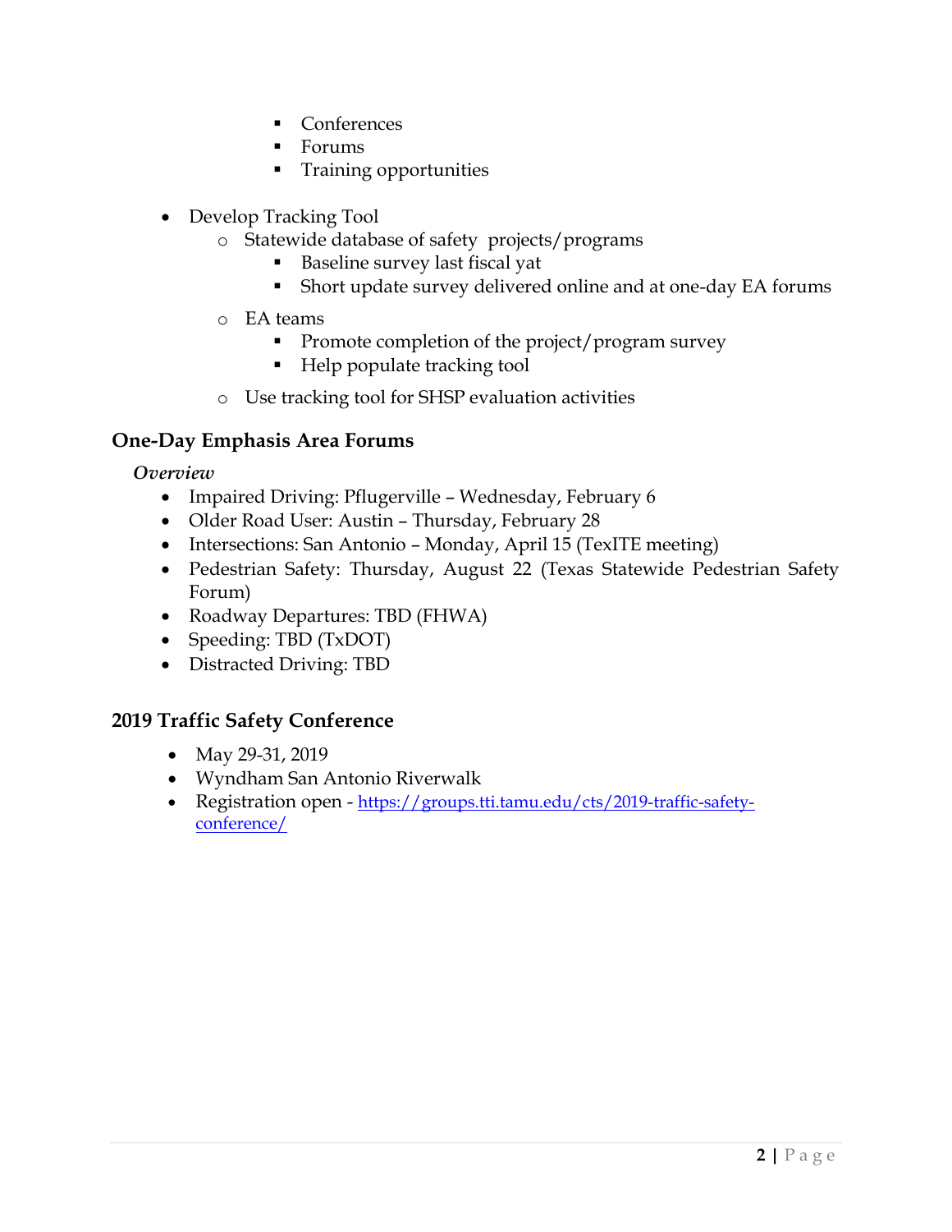- Conferences
        - Forums
        - Training opportunities

- Develop Tracking Tool
    - Statewide database of safety projects/programs
        - Baseline survey last fiscal yat
        - Short update survey delivered online and at one-day EA forums
    - EA teams
        - Promote completion of the project/program survey
        - Help populate tracking tool
    - Use tracking tool for SHSP evaluation activities

## One-Day Emphasis Area Forums

*Overview*

- Impaired Driving: Pflugerville – Wednesday, February 6
- Older Road User: Austin – Thursday, February 28
- Intersections: San Antonio – Monday, April 15 (TexITE meeting)
- Pedestrian Safety: Thursday, August 22 (Texas Statewide Pedestrian Safety Forum)
- Roadway Departures: TBD (FHWA)
- Speeding: TBD (TxDOT)
- Distracted Driving: TBD

## 2019 Traffic Safety Conference

- May 29-31, 2019
- Wyndham San Antonio Riverwalk
- Registration open - [https://groups.tti.tamu.edu/cts/2019-traffic-safety-conference/](https://groups.tti.tamu.edu/cts/2019-traffic-safety-conference/)